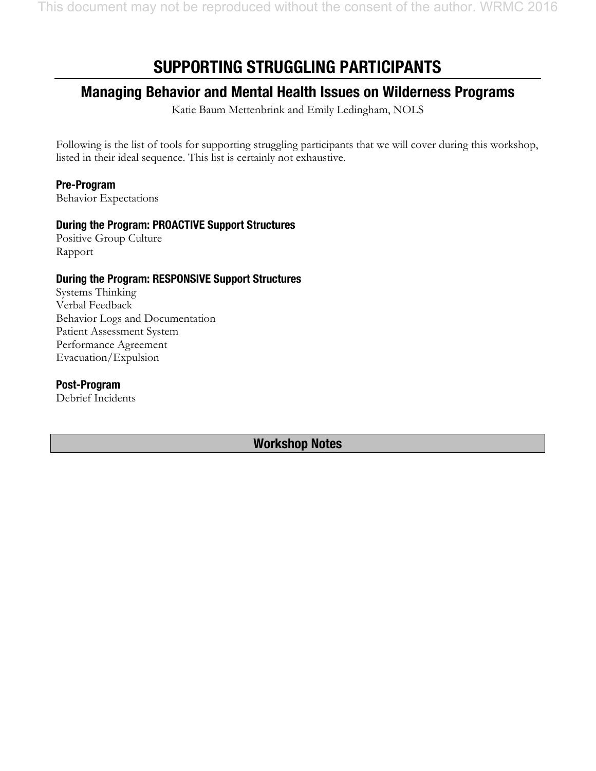# SUPPORTING STRUGGLING PARTICIPANTS

## Managing Behavior and Mental Health Issues on Wilderness Programs

Katie Baum Mettenbrink and Emily Ledingham, NOLS

Following is the list of tools for supporting struggling participants that we will cover during this workshop, listed in their ideal sequence. This list is certainly not exhaustive.

**Pre-Program**
Behavior Expectations

**During the Program: PROACTIVE Support Structures**
Positive Group Culture
Rapport

**During the Program: RESPONSIVE Support Structures**
Systems Thinking
Verbal Feedback
Behavior Logs and Documentation
Patient Assessment System
Performance Agreement
Evacuation/Expulsion

**Post-Program**
Debrief Incidents

### Workshop Notes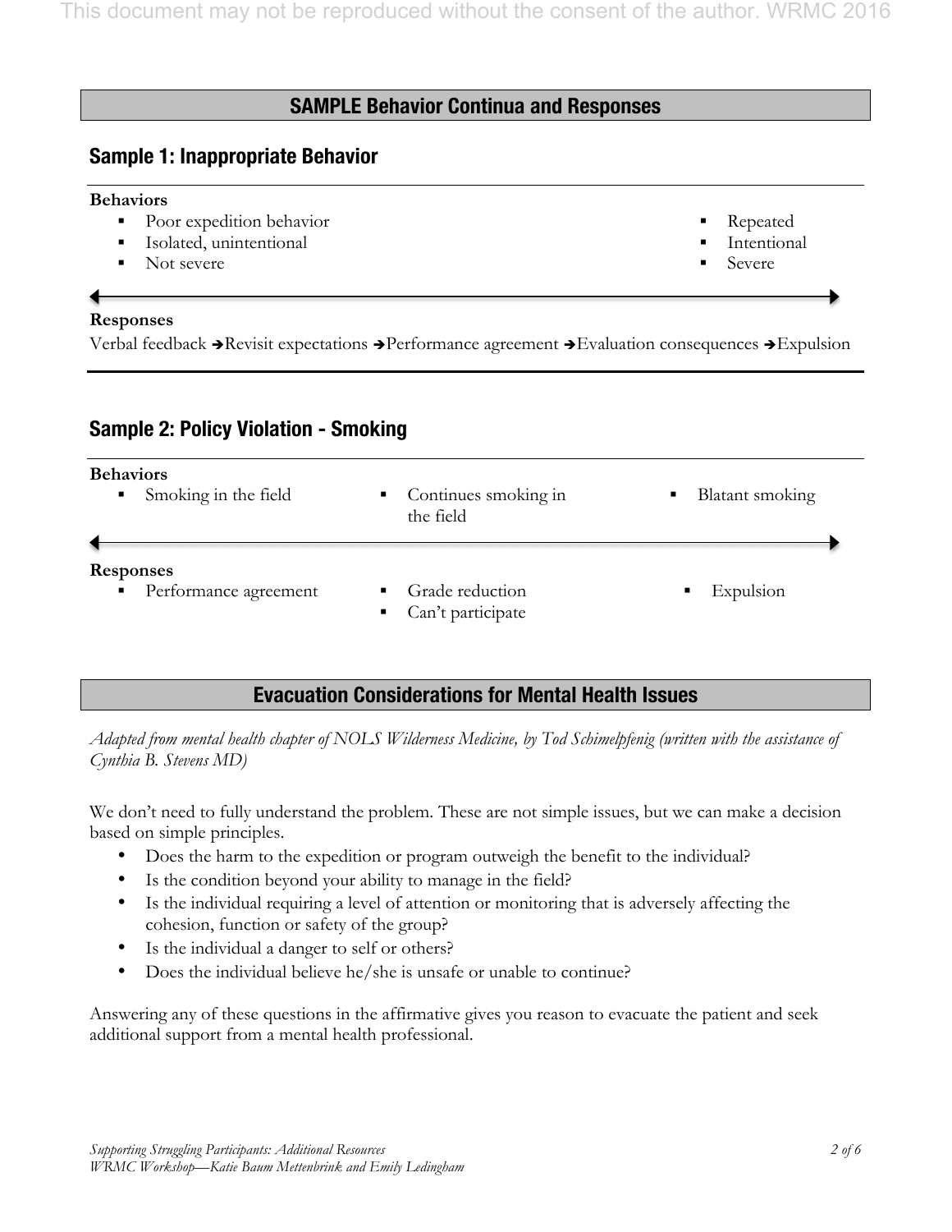## SAMPLE Behavior Continua and Responses

### Sample 1: Inappropriate Behavior

**Behaviors**

| ← Less severe | More severe → |
|---|---|
| ▪ Poor expedition behavior<br>▪ Isolated, unintentional<br>▪ Not severe | ▪ Repeated<br>▪ Intentional<br>▪ Severe |

**Responses**

Verbal feedback → Revisit expectations → Performance agreement → Evaluation consequences → Expulsion

### Sample 2: Policy Violation - Smoking

| | | | |
|---|---|---|---|
| **Behaviors** | ▪ Smoking in the field | ▪ Continues smoking in the field | ▪ Blatant smoking |
| **Responses** | ▪ Performance agreement | ▪ Grade reduction<br>▪ Can't participate | ▪ Expulsion |

## Evacuation Considerations for Mental Health Issues

*Adapted from mental health chapter of NOLS Wilderness Medicine, by Tod Schimelpfenig (written with the assistance of Cynthia B. Stevens MD)*

We don't need to fully understand the problem. These are not simple issues, but we can make a decision based on simple principles.

- Does the harm to the expedition or program outweigh the benefit to the individual?
- Is the condition beyond your ability to manage in the field?
- Is the individual requiring a level of attention or monitoring that is adversely affecting the cohesion, function or safety of the group?
- Is the individual a danger to self or others?
- Does the individual believe he/she is unsafe or unable to continue?

Answering any of these questions in the affirmative gives you reason to evacuate the patient and seek additional support from a mental health professional.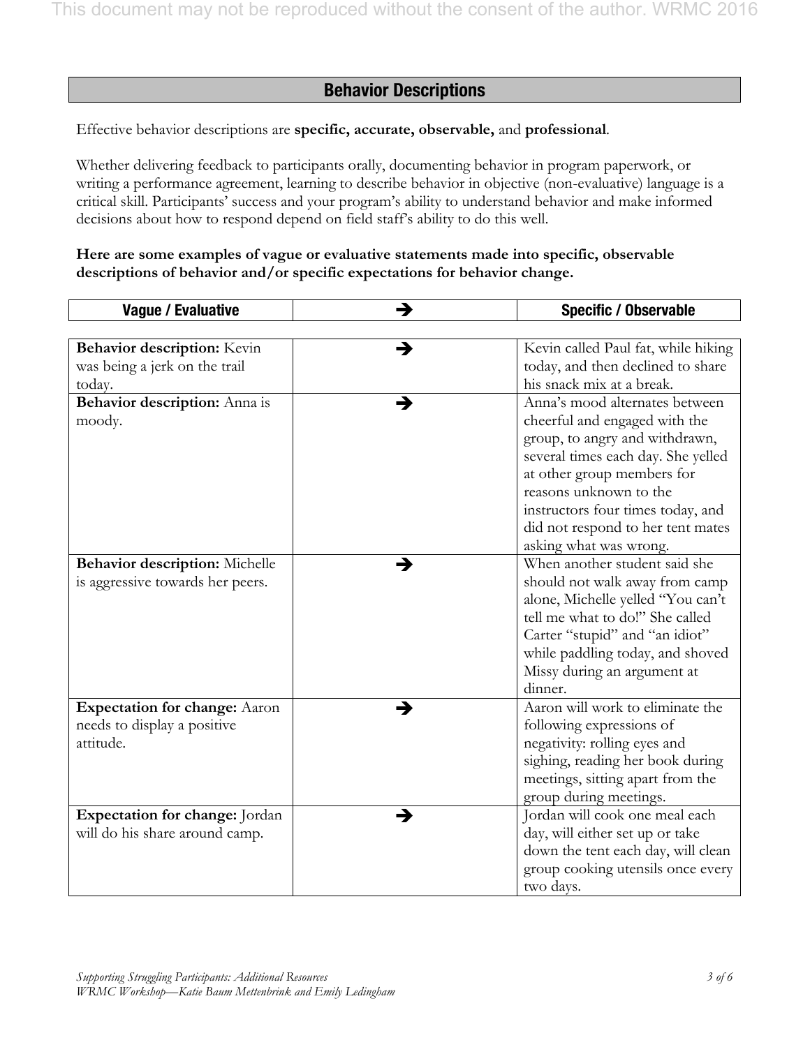## Behavior Descriptions

Effective behavior descriptions are **specific, accurate, observable,** and **professional**.

Whether delivering feedback to participants orally, documenting behavior in program paperwork, or writing a performance agreement, learning to describe behavior in objective (non-evaluative) language is a critical skill. Participants' success and your program's ability to understand behavior and make informed decisions about how to respond depend on field staff's ability to do this well.

**Here are some examples of vague or evaluative statements made into specific, observable descriptions of behavior and/or specific expectations for behavior change.**

| Vague / Evaluative | → | Specific / Observable |
| --- | --- | --- |
| **Behavior description:** Kevin was being a jerk on the trail today. | → | Kevin called Paul fat, while hiking today, and then declined to share his snack mix at a break. |
| **Behavior description:** Anna is moody. | → | Anna's mood alternates between cheerful and engaged with the group, to angry and withdrawn, several times each day. She yelled at other group members for reasons unknown to the instructors four times today, and did not respond to her tent mates asking what was wrong. |
| **Behavior description:** Michelle is aggressive towards her peers. | → | When another student said she should not walk away from camp alone, Michelle yelled "You can't tell me what to do!" She called Carter "stupid" and "an idiot" while paddling today, and shoved Missy during an argument at dinner. |
| **Expectation for change:** Aaron needs to display a positive attitude. | → | Aaron will work to eliminate the following expressions of negativity: rolling eyes and sighing, reading her book during meetings, sitting apart from the group during meetings. |
| **Expectation for change:** Jordan will do his share around camp. | → | Jordan will cook one meal each day, will either set up or take down the tent each day, will clean group cooking utensils once every two days. |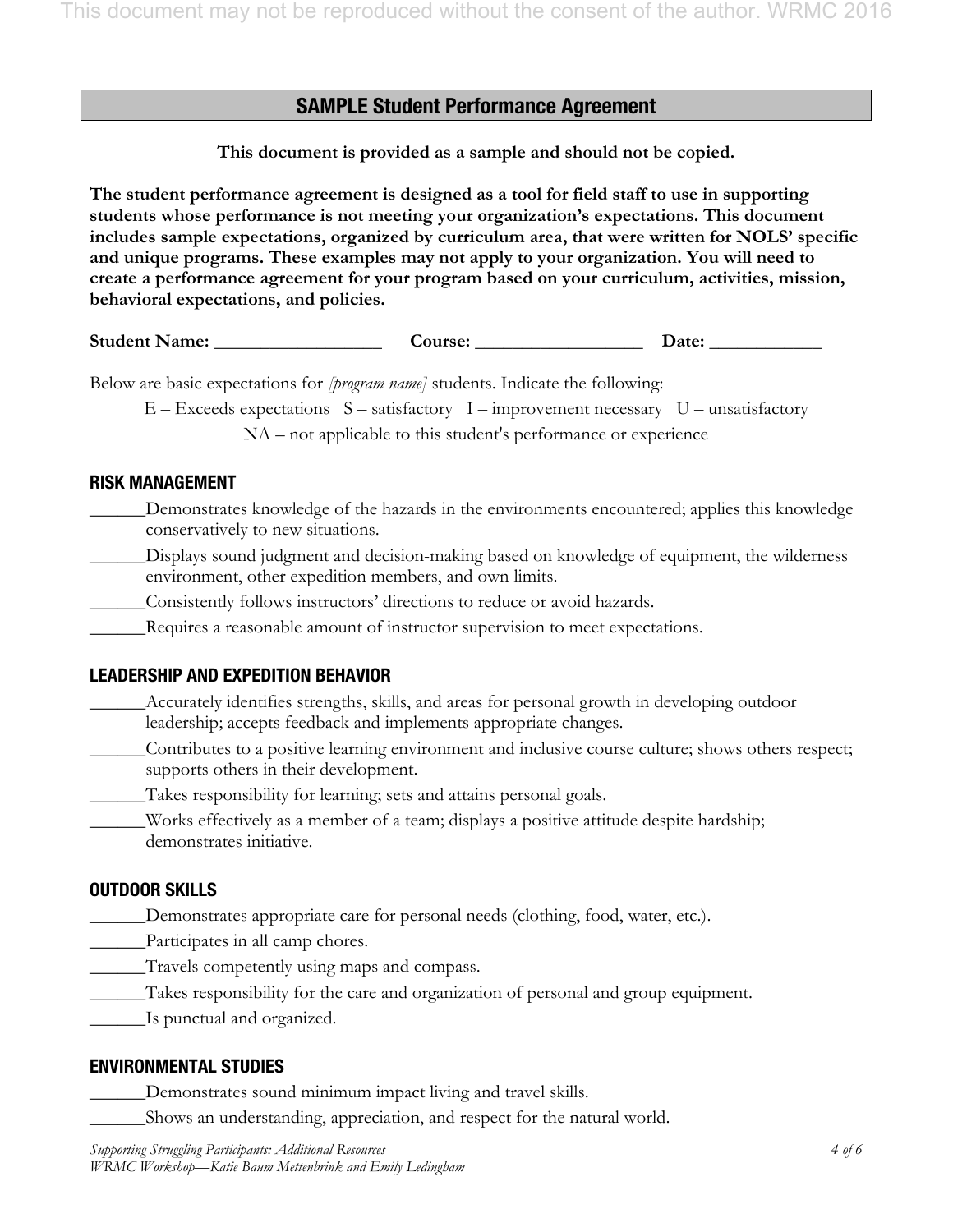## SAMPLE Student Performance Agreement

**This document is provided as a sample and should not be copied.**

**The student performance agreement is designed as a tool for field staff to use in supporting students whose performance is not meeting your organization's expectations. This document includes sample expectations, organized by curriculum area, that were written for NOLS' specific and unique programs. These examples may not apply to your organization. You will need to create a performance agreement for your program based on your curriculum, activities, mission, behavioral expectations, and policies.**

**Student Name:** ________________ **Course:** ________________ **Date:** ____________

Below are basic expectations for *[program name]* students. Indicate the following:

E – Exceeds expectations S – satisfactory I – improvement necessary U – unsatisfactory

NA – not applicable to this student's performance or experience

### RISK MANAGEMENT

______Demonstrates knowledge of the hazards in the environments encountered; applies this knowledge conservatively to new situations.

______Displays sound judgment and decision-making based on knowledge of equipment, the wilderness environment, other expedition members, and own limits.

______Consistently follows instructors' directions to reduce or avoid hazards.

______Requires a reasonable amount of instructor supervision to meet expectations.

### LEADERSHIP AND EXPEDITION BEHAVIOR

______Accurately identifies strengths, skills, and areas for personal growth in developing outdoor leadership; accepts feedback and implements appropriate changes.

______Contributes to a positive learning environment and inclusive course culture; shows others respect; supports others in their development.

______Takes responsibility for learning; sets and attains personal goals.

______Works effectively as a member of a team; displays a positive attitude despite hardship; demonstrates initiative.

### OUTDOOR SKILLS

______Demonstrates appropriate care for personal needs (clothing, food, water, etc.).

______Participates in all camp chores.

______Travels competently using maps and compass.

______Takes responsibility for the care and organization of personal and group equipment.

______Is punctual and organized.

### ENVIRONMENTAL STUDIES

______Demonstrates sound minimum impact living and travel skills.

______Shows an understanding, appreciation, and respect for the natural world.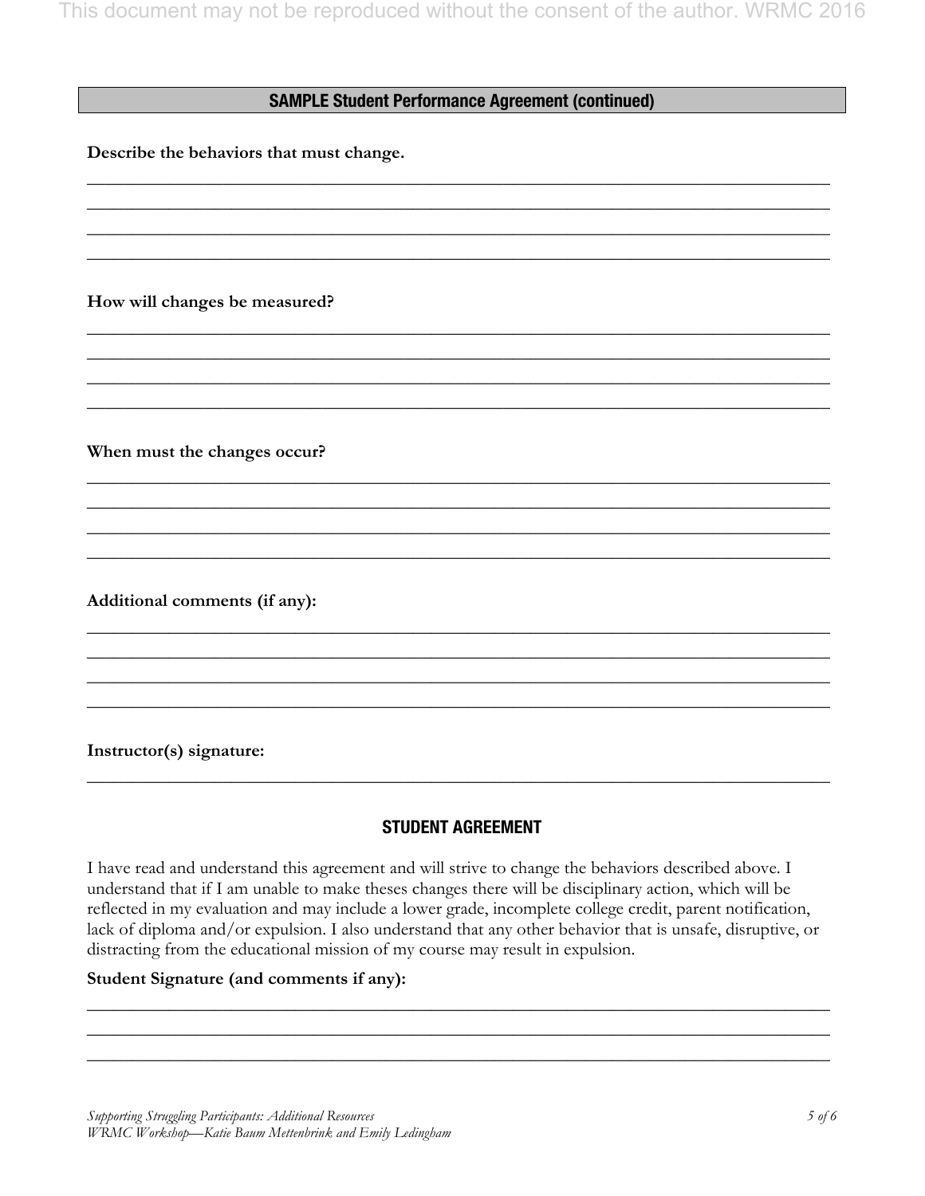## SAMPLE Student Performance Agreement (continued)

**Describe the behaviors that must change.**

______________________________________________________________________________

______________________________________________________________________________

______________________________________________________________________________

______________________________________________________________________________

**How will changes be measured?**

______________________________________________________________________________

______________________________________________________________________________

______________________________________________________________________________

______________________________________________________________________________

**When must the changes occur?**

______________________________________________________________________________

______________________________________________________________________________

______________________________________________________________________________

______________________________________________________________________________

**Additional comments (if any):**

______________________________________________________________________________

______________________________________________________________________________

______________________________________________________________________________

______________________________________________________________________________

**Instructor(s) signature:**

______________________________________________________________________________

### STUDENT AGREEMENT

I have read and understand this agreement and will strive to change the behaviors described above. I understand that if I am unable to make theses changes there will be disciplinary action, which will be reflected in my evaluation and may include a lower grade, incomplete college credit, parent notification, lack of diploma and/or expulsion. I also understand that any other behavior that is unsafe, disruptive, or distracting from the educational mission of my course may result in expulsion.

**Student Signature (and comments if any):**

______________________________________________________________________________

______________________________________________________________________________

______________________________________________________________________________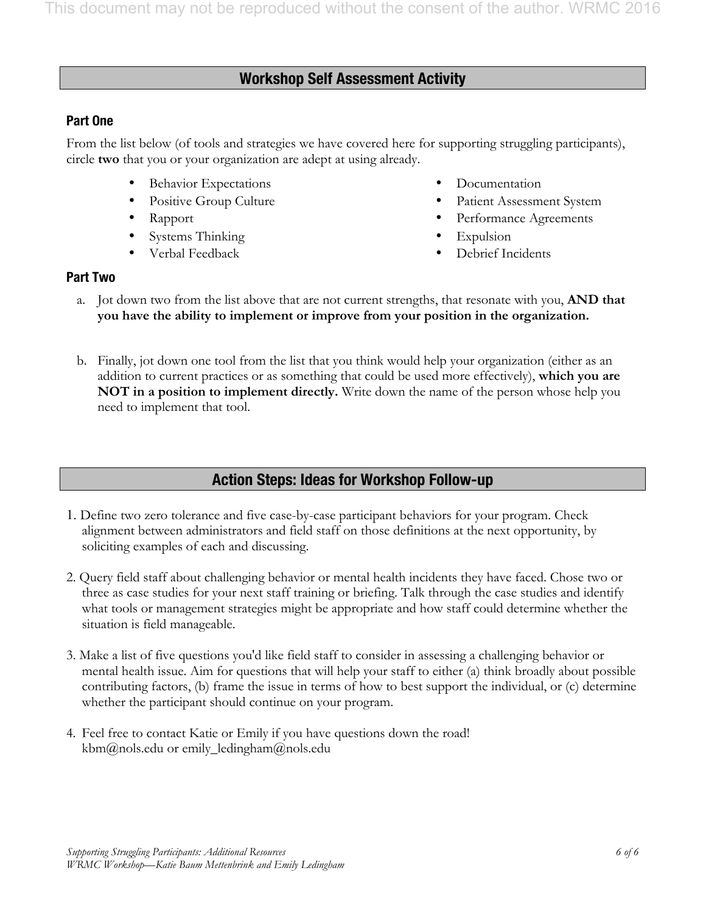## Workshop Self Assessment Activity

### Part One

From the list below (of tools and strategies we have covered here for supporting struggling participants), circle **two** that you or your organization are adept at using already.

- Behavior Expectations
- Positive Group Culture
- Rapport
- Systems Thinking
- Verbal Feedback
- Documentation
- Patient Assessment System
- Performance Agreements
- Expulsion
- Debrief Incidents

### Part Two

a. Jot down two from the list above that are not current strengths, that resonate with you, **AND that you have the ability to implement or improve from your position in the organization.**

b. Finally, jot down one tool from the list that you think would help your organization (either as an addition to current practices or as something that could be used more effectively), **which you are NOT in a position to implement directly.** Write down the name of the person whose help you need to implement that tool.

## Action Steps: Ideas for Workshop Follow-up

1. Define two zero tolerance and five case-by-case participant behaviors for your program. Check alignment between administrators and field staff on those definitions at the next opportunity, by soliciting examples of each and discussing.

2. Query field staff about challenging behavior or mental health incidents they have faced. Chose two or three as case studies for your next staff training or briefing. Talk through the case studies and identify what tools or management strategies might be appropriate and how staff could determine whether the situation is field manageable.

3. Make a list of five questions you'd like field staff to consider in assessing a challenging behavior or mental health issue. Aim for questions that will help your staff to either (a) think broadly about possible contributing factors, (b) frame the issue in terms of how to best support the individual, or (c) determine whether the participant should continue on your program.

4. Feel free to contact Katie or Emily if you have questions down the road! kbm@nols.edu or emily_ledingham@nols.edu